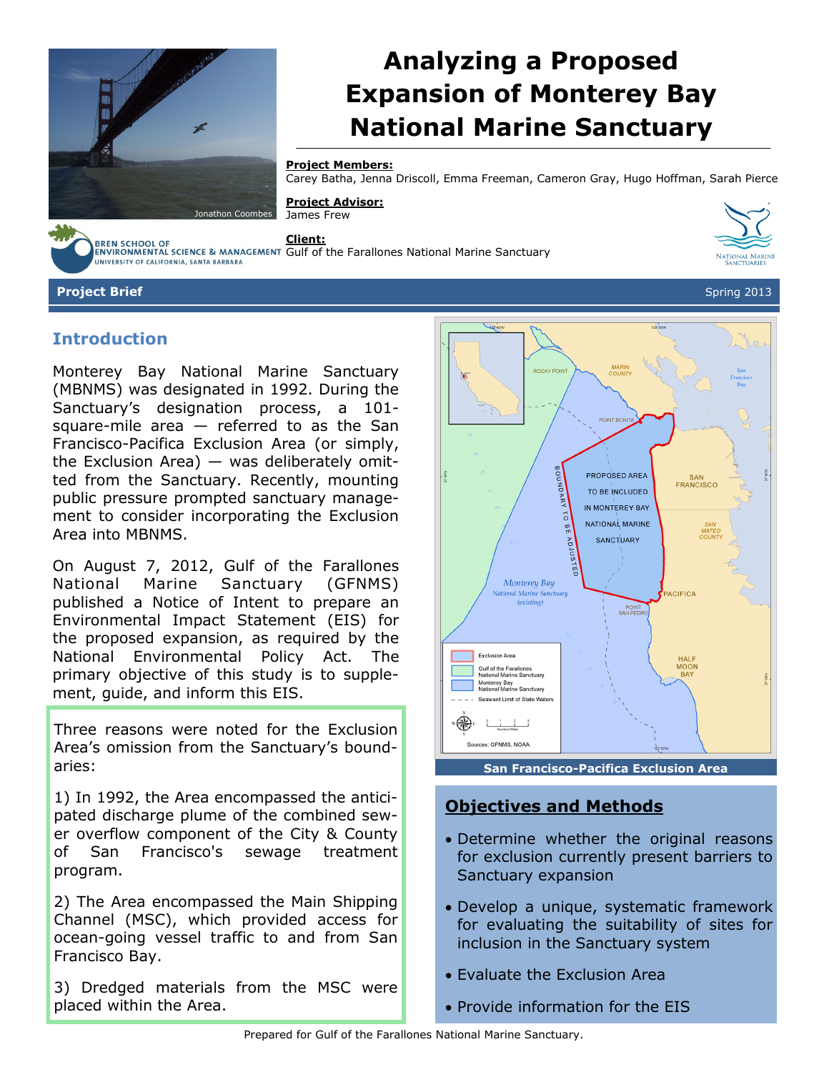# Analyzing a Proposed Expansion of Monterey Bay National Marine Sanctuary

**Project Members:**
Carey Batha, Jenna Driscoll, Emma Freeman, Cameron Gray, Hugo Hoffman, Sarah Pierce

**Project Advisor:**
James Frew

**Client:**
Gulf of the Farallones National Marine Sanctuary

**Project Brief** — Spring 2013

## Introduction

Monterey Bay National Marine Sanctuary (MBNMS) was designated in 1992. During the Sanctuary's designation process, a 101-square-mile area — referred to as the San Francisco-Pacifica Exclusion Area (or simply, the Exclusion Area) — was deliberately omitted from the Sanctuary. Recently, mounting public pressure prompted sanctuary management to consider incorporating the Exclusion Area into MBNMS.

On August 7, 2012, Gulf of the Farallones National Marine Sanctuary (GFNMS) published a Notice of Intent to prepare an Environmental Impact Statement (EIS) for the proposed expansion, as required by the National Environmental Policy Act. The primary objective of this study is to supplement, guide, and inform this EIS.

Three reasons were noted for the Exclusion Area's omission from the Sanctuary's boundaries:

1) In 1992, the Area encompassed the anticipated discharge plume of the combined sewer overflow component of the City & County of San Francisco's sewage treatment program.

2) The Area encompassed the Main Shipping Channel (MSC), which provided access for ocean-going vessel traffic to and from San Francisco Bay.

3) Dredged materials from the MSC were placed within the Area.

San Francisco-Pacifica Exclusion Area

## Objectives and Methods

- Determine whether the original reasons for exclusion currently present barriers to Sanctuary expansion
- Develop a unique, systematic framework for evaluating the suitability of sites for inclusion in the Sanctuary system
- Evaluate the Exclusion Area
- Provide information for the EIS

Prepared for Gulf of the Farallones National Marine Sanctuary.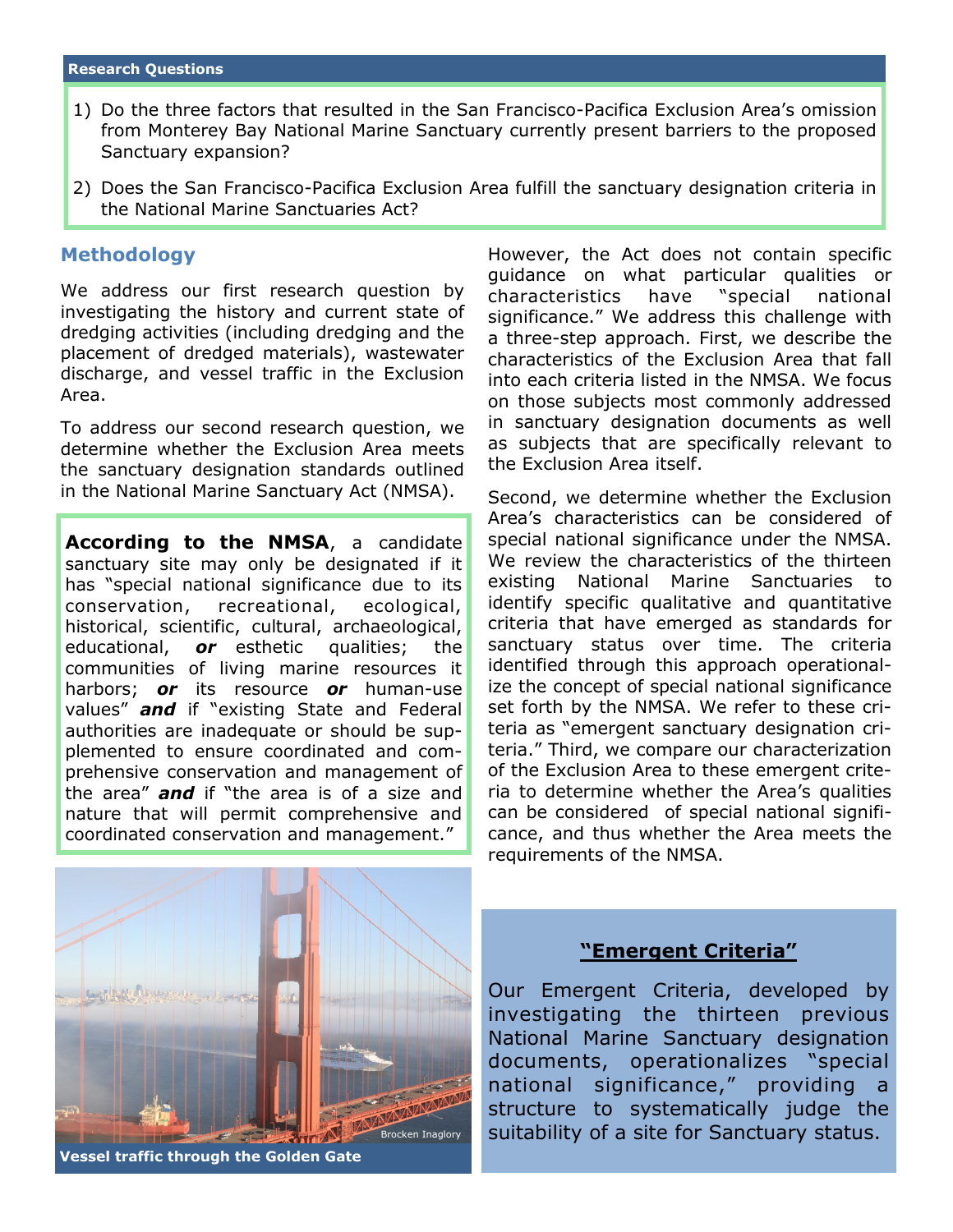## Research Questions

1) Do the three factors that resulted in the San Francisco-Pacifica Exclusion Area's omission from Monterey Bay National Marine Sanctuary currently present barriers to the proposed Sanctuary expansion?
2) Does the San Francisco-Pacifica Exclusion Area fulfill the sanctuary designation criteria in the National Marine Sanctuaries Act?

## Methodology

We address our first research question by investigating the history and current state of dredging activities (including dredging and the placement of dredged materials), wastewater discharge, and vessel traffic in the Exclusion Area.

To address our second research question, we determine whether the Exclusion Area meets the sanctuary designation standards outlined in the National Marine Sanctuary Act (NMSA).

**According to the NMSA**, a candidate sanctuary site may only be designated if it has "special national significance due to its conservation, recreational, ecological, historical, scientific, cultural, archaeological, educational, ***or*** esthetic qualities; the communities of living marine resources it harbors; ***or*** its resource ***or*** human-use values" ***and*** if "existing State and Federal authorities are inadequate or should be supplemented to ensure coordinated and comprehensive conservation and management of the area" ***and*** if "the area is of a size and nature that will permit comprehensive and coordinated conservation and management."

Vessel traffic through the Golden Gate

However, the Act does not contain specific guidance on what particular qualities or characteristics have "special national significance." We address this challenge with a three-step approach. First, we describe the characteristics of the Exclusion Area that fall into each criteria listed in the NMSA. We focus on those subjects most commonly addressed in sanctuary designation documents as well as subjects that are specifically relevant to the Exclusion Area itself.

Second, we determine whether the Exclusion Area's characteristics can be considered of special national significance under the NMSA. We review the characteristics of the thirteen existing National Marine Sanctuaries to identify specific qualitative and quantitative criteria that have emerged as standards for sanctuary status over time. The criteria identified through this approach operationalize the concept of special national significance set forth by the NMSA. We refer to these criteria as "emergent sanctuary designation criteria." Third, we compare our characterization of the Exclusion Area to these emergent criteria to determine whether the Area's qualities can be considered of special national significance, and thus whether the Area meets the requirements of the NMSA.

### "Emergent Criteria"

Our Emergent Criteria, developed by investigating the thirteen previous National Marine Sanctuary designation documents, operationalizes "special national significance," providing a structure to systematically judge the suitability of a site for Sanctuary status.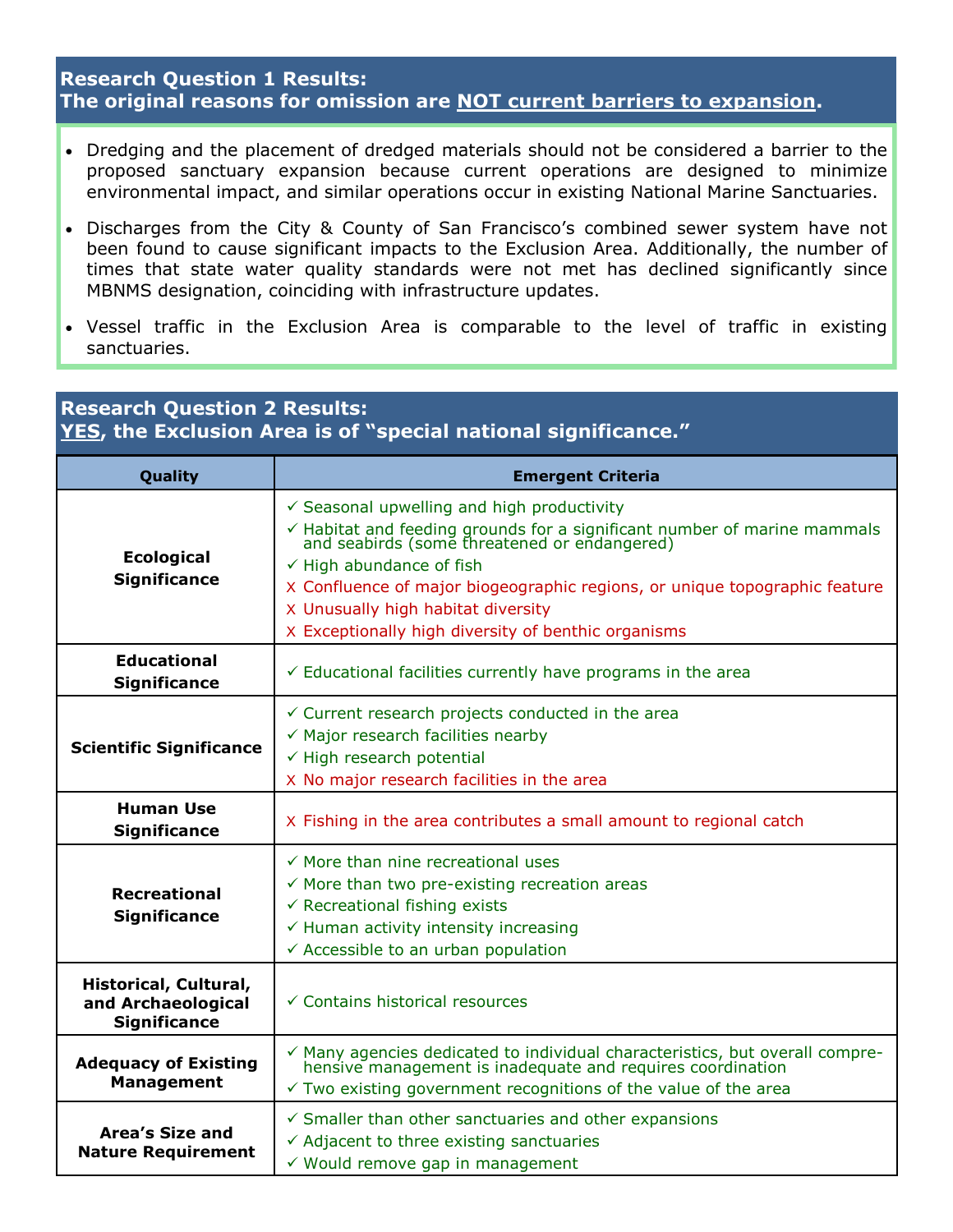## Research Question 1 Results:
## The original reasons for omission are NOT current barriers to expansion.

- Dredging and the placement of dredged materials should not be considered a barrier to the proposed sanctuary expansion because current operations are designed to minimize environmental impact, and similar operations occur in existing National Marine Sanctuaries.
- Discharges from the City & County of San Francisco's combined sewer system have not been found to cause significant impacts to the Exclusion Area. Additionally, the number of times that state water quality standards were not met has declined significantly since MBNMS designation, coinciding with infrastructure updates.
- Vessel traffic in the Exclusion Area is comparable to the level of traffic in existing sanctuaries.

## Research Question 2 Results:
## YES, the Exclusion Area is of "special national significance."

| Quality | Emergent Criteria |
|---|---|
| **Ecological Significance** | ✓ Seasonal upwelling and high productivity<br>✓ Habitat and feeding grounds for a significant number of marine mammals and seabirds (some threatened or endangered)<br>✓ High abundance of fish<br>X Confluence of major biogeographic regions, or unique topographic feature<br>X Unusually high habitat diversity<br>X Exceptionally high diversity of benthic organisms |
| **Educational Significance** | ✓ Educational facilities currently have programs in the area |
| **Scientific Significance** | ✓ Current research projects conducted in the area<br>✓ Major research facilities nearby<br>✓ High research potential<br>X No major research facilities in the area |
| **Human Use Significance** | X Fishing in the area contributes a small amount to regional catch |
| **Recreational Significance** | ✓ More than nine recreational uses<br>✓ More than two pre-existing recreation areas<br>✓ Recreational fishing exists<br>✓ Human activity intensity increasing<br>✓ Accessible to an urban population |
| **Historical, Cultural, and Archaeological Significance** | ✓ Contains historical resources |
| **Adequacy of Existing Management** | ✓ Many agencies dedicated to individual characteristics, but overall comprehensive management is inadequate and requires coordination<br>✓ Two existing government recognitions of the value of the area |
| **Area's Size and Nature Requirement** | ✓ Smaller than other sanctuaries and other expansions<br>✓ Adjacent to three existing sanctuaries<br>✓ Would remove gap in management |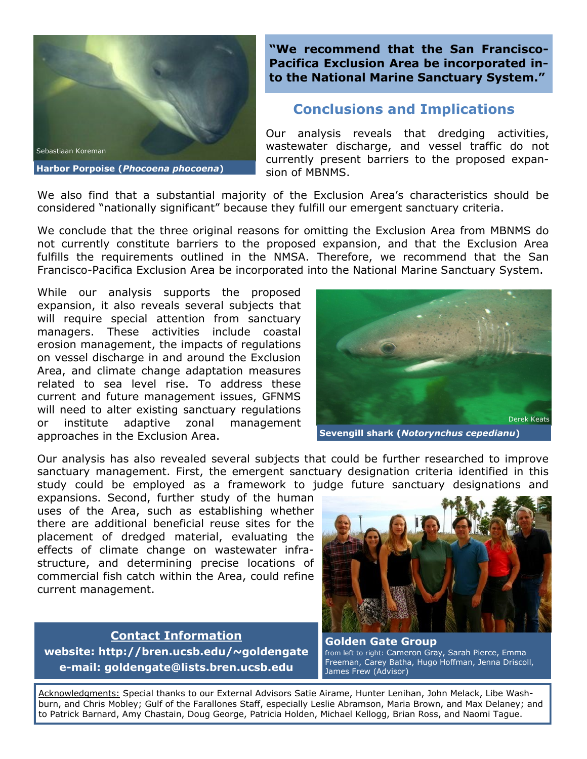Sebastiaan Koreman

**Harbor Porpoise (*Phocoena phocoena*)**

**"We recommend that the San Francisco-Pacifica Exclusion Area be incorporated into the National Marine Sanctuary System."**

## Conclusions and Implications

Our analysis reveals that dredging activities, wastewater discharge, and vessel traffic do not currently present barriers to the proposed expansion of MBNMS.

We also find that a substantial majority of the Exclusion Area's characteristics should be considered "nationally significant" because they fulfill our emergent sanctuary criteria.

We conclude that the three original reasons for omitting the Exclusion Area from MBNMS do not currently constitute barriers to the proposed expansion, and that the Exclusion Area fulfills the requirements outlined in the NMSA. Therefore, we recommend that the San Francisco-Pacifica Exclusion Area be incorporated into the National Marine Sanctuary System.

While our analysis supports the proposed expansion, it also reveals several subjects that will require special attention from sanctuary managers. These activities include coastal erosion management, the impacts of regulations on vessel discharge in and around the Exclusion Area, and climate change adaptation measures related to sea level rise. To address these current and future management issues, GFNMS will need to alter existing sanctuary regulations or institute adaptive zonal management approaches in the Exclusion Area.

Derek Keats

**Sevengill shark (*Notorynchus cepedianu*)**

Our analysis has also revealed several subjects that could be further researched to improve sanctuary management. First, the emergent sanctuary designation criteria identified in this study could be employed as a framework to judge future sanctuary designations and expansions. Second, further study of the human uses of the Area, such as establishing whether there are additional beneficial reuse sites for the placement of dredged material, evaluating the effects of climate change on wastewater infrastructure, and determining precise locations of commercial fish catch within the Area, could refine current management.

**Golden Gate Group**
from left to right: Cameron Gray, Sarah Pierce, Emma Freeman, Carey Batha, Hugo Hoffman, Jenna Driscoll, James Frew (Advisor)

**Contact Information**

**website: http://bren.ucsb.edu/~goldengate**
**e-mail: goldengate@lists.bren.ucsb.edu**

Acknowledgments: Special thanks to our External Advisors Satie Airame, Hunter Lenihan, John Melack, Libe Washburn, and Chris Mobley; Gulf of the Farallones Staff, especially Leslie Abramson, Maria Brown, and Max Delaney; and to Patrick Barnard, Amy Chastain, Doug George, Patricia Holden, Michael Kellogg, Brian Ross, and Naomi Tague.